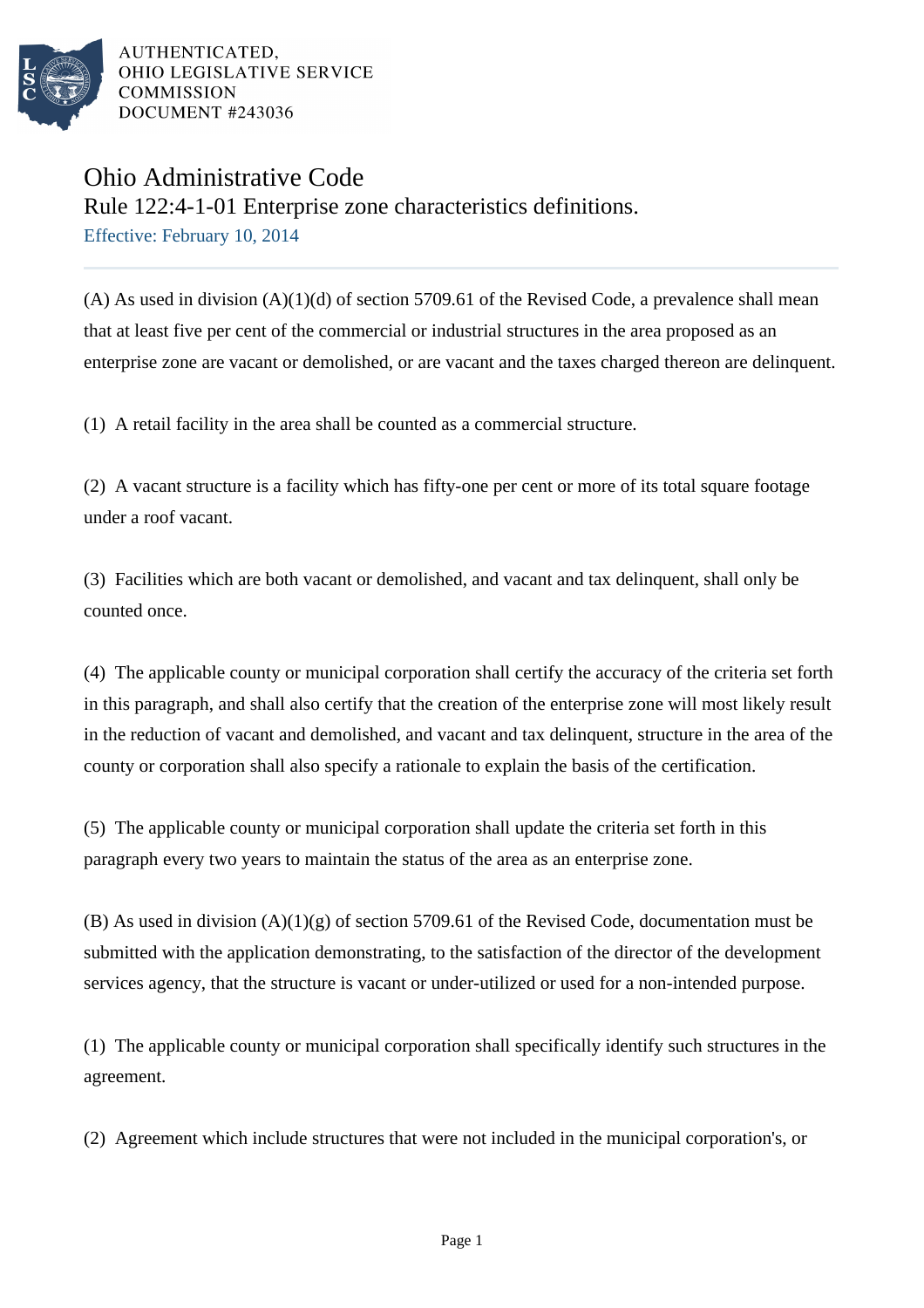AUTHENTICATED,
OHIO LEGISLATIVE SERVICE
COMMISSION
DOCUMENT #243036

# Ohio Administrative Code

## Rule 122:4-1-01 Enterprise zone characteristics definitions.

Effective: February 10, 2014

---

(A) As used in division (A)(1)(d) of section 5709.61 of the Revised Code, a prevalence shall mean that at least five per cent of the commercial or industrial structures in the area proposed as an enterprise zone are vacant or demolished, or are vacant and the taxes charged thereon are delinquent.

(1) A retail facility in the area shall be counted as a commercial structure.

(2) A vacant structure is a facility which has fifty-one per cent or more of its total square footage under a roof vacant.

(3) Facilities which are both vacant or demolished, and vacant and tax delinquent, shall only be counted once.

(4) The applicable county or municipal corporation shall certify the accuracy of the criteria set forth in this paragraph, and shall also certify that the creation of the enterprise zone will most likely result in the reduction of vacant and demolished, and vacant and tax delinquent, structure in the area of the county or corporation shall also specify a rationale to explain the basis of the certification.

(5) The applicable county or municipal corporation shall update the criteria set forth in this paragraph every two years to maintain the status of the area as an enterprise zone.

(B) As used in division (A)(1)(g) of section 5709.61 of the Revised Code, documentation must be submitted with the application demonstrating, to the satisfaction of the director of the development services agency, that the structure is vacant or under-utilized or used for a non-intended purpose.

(1) The applicable county or municipal corporation shall specifically identify such structures in the agreement.

(2) Agreement which include structures that were not included in the municipal corporation's, or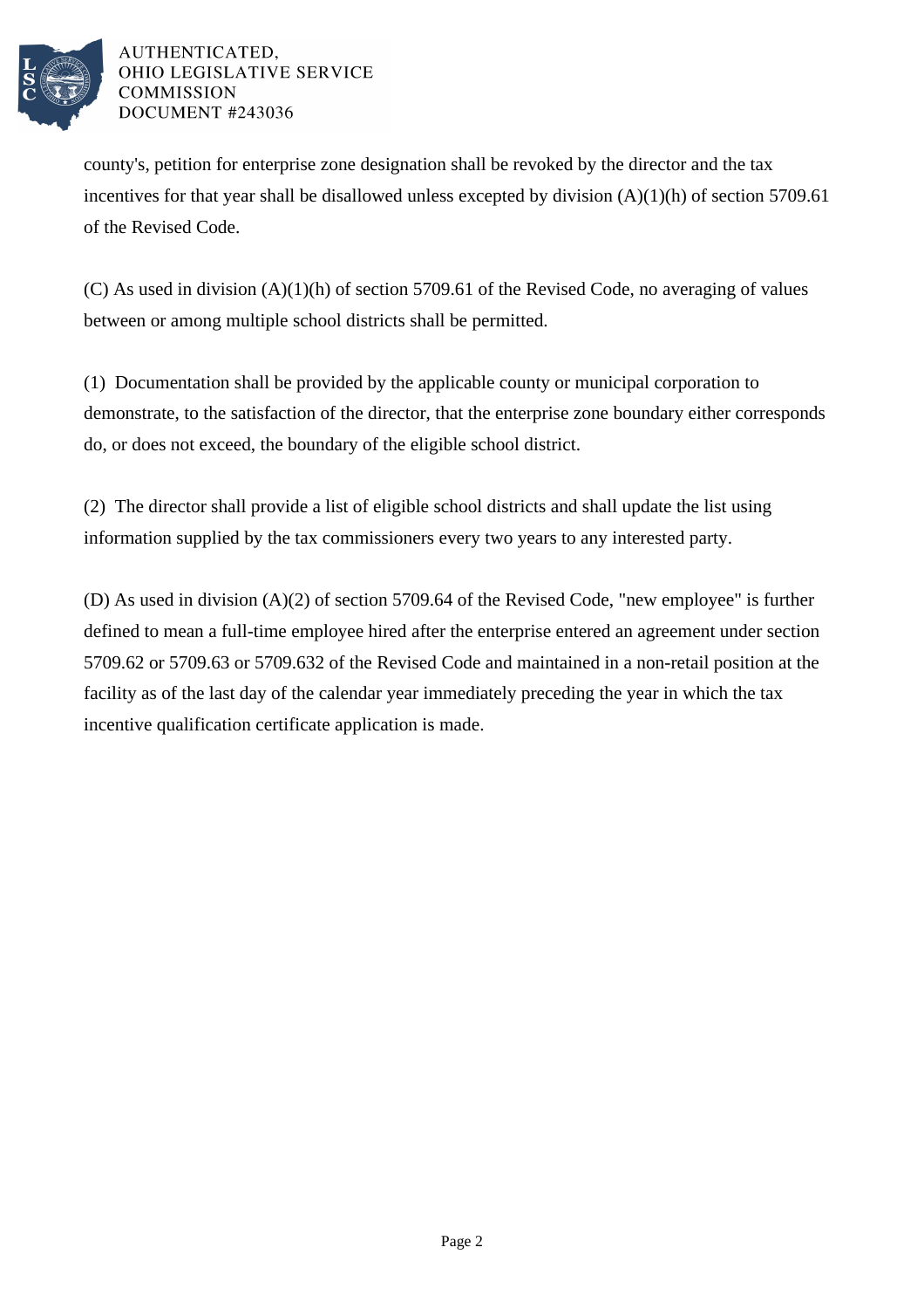county's, petition for enterprise zone designation shall be revoked by the director and the tax incentives for that year shall be disallowed unless excepted by division (A)(1)(h) of section 5709.61 of the Revised Code.

(C) As used in division (A)(1)(h) of section 5709.61 of the Revised Code, no averaging of values between or among multiple school districts shall be permitted.

(1) Documentation shall be provided by the applicable county or municipal corporation to demonstrate, to the satisfaction of the director, that the enterprise zone boundary either corresponds do, or does not exceed, the boundary of the eligible school district.

(2) The director shall provide a list of eligible school districts and shall update the list using information supplied by the tax commissioners every two years to any interested party.

(D) As used in division (A)(2) of section 5709.64 of the Revised Code, "new employee" is further defined to mean a full-time employee hired after the enterprise entered an agreement under section 5709.62 or 5709.63 or 5709.632 of the Revised Code and maintained in a non-retail position at the facility as of the last day of the calendar year immediately preceding the year in which the tax incentive qualification certificate application is made.